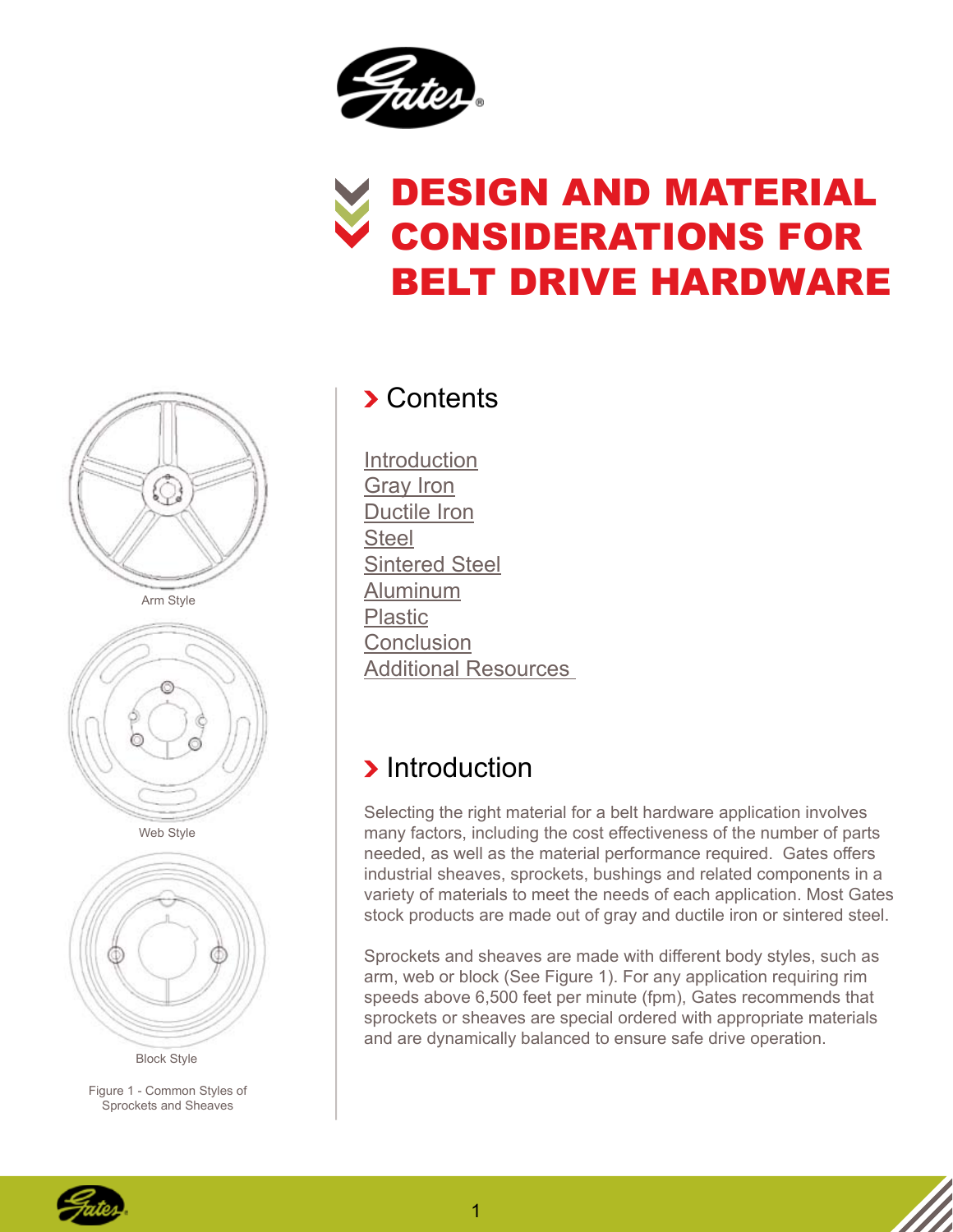# DESIGN AND MATERIAL CONSIDERATIONS FOR BELT DRIVE HARDWARE

## Contents

- Introduction
- Gray Iron
- Ductile Iron
- Steel
- Sintered Steel
- Aluminum
- Plastic
- Conclusion
- Additional Resources

## Introduction

Selecting the right material for a belt hardware application involves many factors, including the cost effectiveness of the number of parts needed, as well as the material performance required. Gates offers industrial sheaves, sprockets, bushings and related components in a variety of materials to meet the needs of each application. Most Gates stock products are made out of gray and ductile iron or sintered steel.

Sprockets and sheaves are made with different body styles, such as arm, web or block (See Figure 1). For any application requiring rim speeds above 6,500 feet per minute (fpm), Gates recommends that sprockets or sheaves are special ordered with appropriate materials and are dynamically balanced to ensure safe drive operation.

Arm Style

Web Style

Block Style

Figure 1 - Common Styles of Sprockets and Sheaves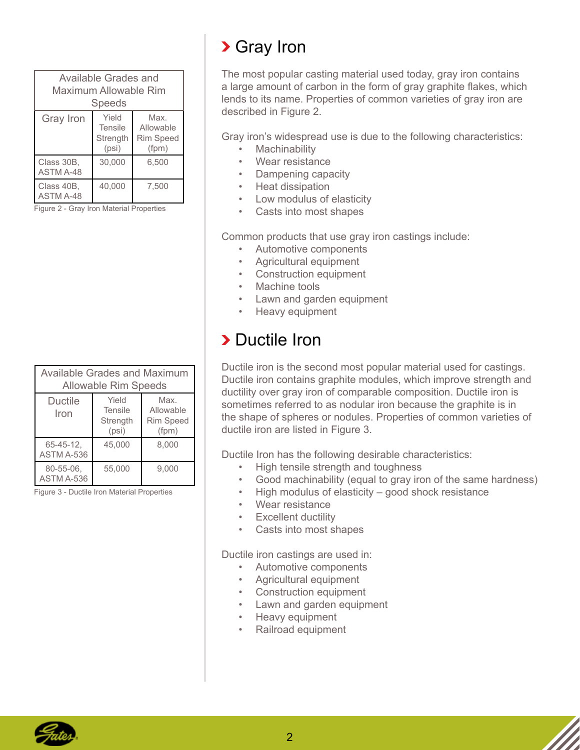## Gray Iron

The most popular casting material used today, gray iron contains a large amount of carbon in the form of gray graphite flakes, which lends to its name. Properties of common varieties of gray iron are described in Figure 2.

| Available Grades and Maximum Allowable Rim Speeds | | |
|---|---|---|
| Gray Iron | Yield Tensile Strength (psi) | Max. Allowable Rim Speed (fpm) |
| Class 30B, ASTM A-48 | 30,000 | 6,500 |
| Class 40B, ASTM A-48 | 40,000 | 7,500 |

Figure 2 - Gray Iron Material Properties

Gray iron's widespread use is due to the following characteristics:

- Machinability
- Wear resistance
- Dampening capacity
- Heat dissipation
- Low modulus of elasticity
- Casts into most shapes

Common products that use gray iron castings include:

- Automotive components
- Agricultural equipment
- Construction equipment
- Machine tools
- Lawn and garden equipment
- Heavy equipment

## Ductile Iron

Ductile iron is the second most popular material used for castings. Ductile iron contains graphite modules, which improve strength and ductility over gray iron of comparable composition. Ductile iron is sometimes referred to as nodular iron because the graphite is in the shape of spheres or nodules. Properties of common varieties of ductile iron are listed in Figure 3.

| Available Grades and Maximum Allowable Rim Speeds | | |
|---|---|---|
| Ductile Iron | Yield Tensile Strength (psi) | Max. Allowable Rim Speed (fpm) |
| 65-45-12, ASTM A-536 | 45,000 | 8,000 |
| 80-55-06, ASTM A-536 | 55,000 | 9,000 |

Figure 3 - Ductile Iron Material Properties

Ductile Iron has the following desirable characteristics:

- High tensile strength and toughness
- Good machinability (equal to gray iron of the same hardness)
- High modulus of elasticity – good shock resistance
- Wear resistance
- Excellent ductility
- Casts into most shapes

Ductile iron castings are used in:

- Automotive components
- Agricultural equipment
- Construction equipment
- Lawn and garden equipment
- Heavy equipment
- Railroad equipment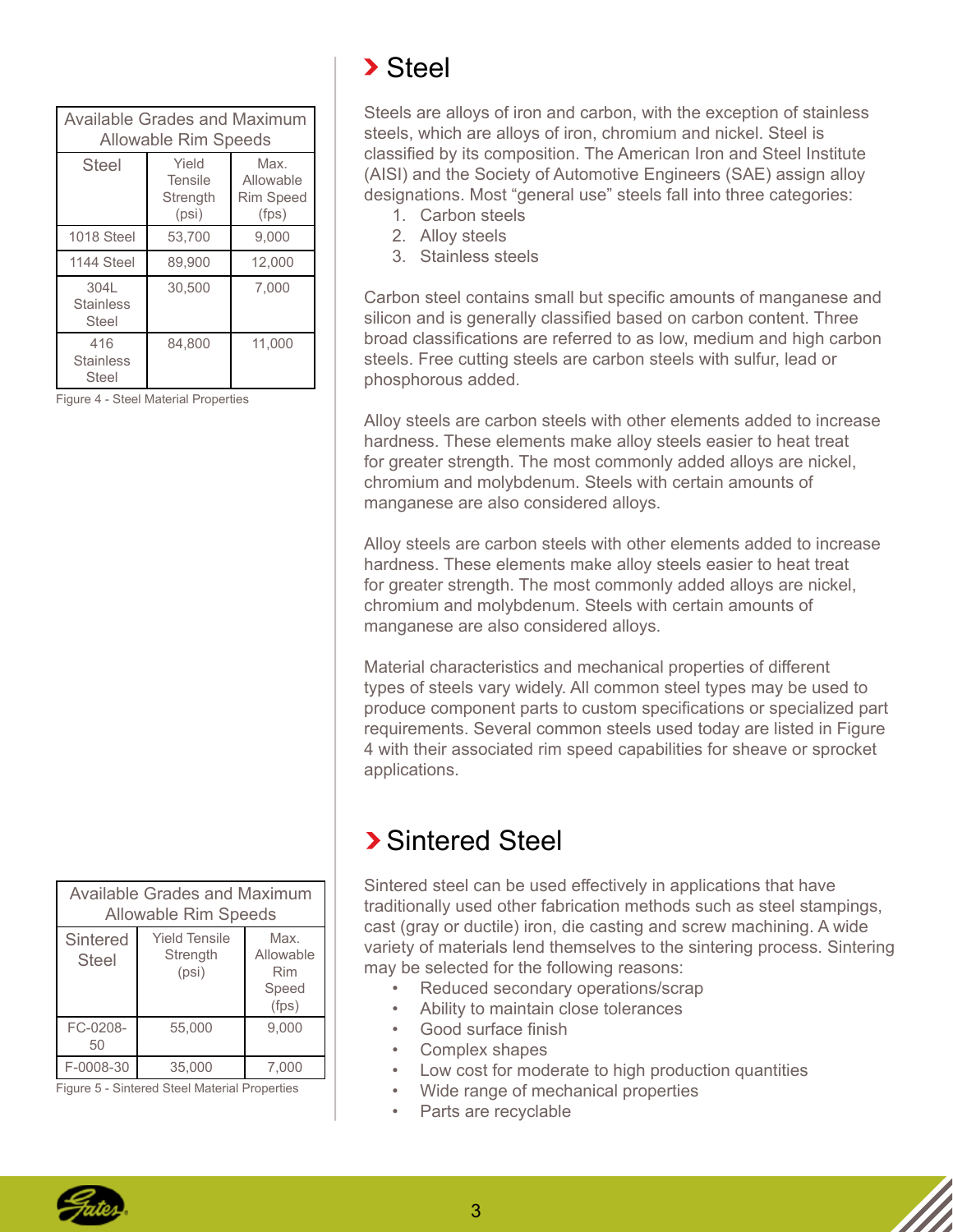## Steel

Steels are alloys of iron and carbon, with the exception of stainless steels, which are alloys of iron, chromium and nickel. Steel is classified by its composition. The American Iron and Steel Institute (AISI) and the Society of Automotive Engineers (SAE) assign alloy designations. Most "general use" steels fall into three categories:

1. Carbon steels
2. Alloy steels
3. Stainless steels

Carbon steel contains small but specific amounts of manganese and silicon and is generally classified based on carbon content. Three broad classifications are referred to as low, medium and high carbon steels. Free cutting steels are carbon steels with sulfur, lead or phosphorous added.

Alloy steels are carbon steels with other elements added to increase hardness. These elements make alloy steels easier to heat treat for greater strength. The most commonly added alloys are nickel, chromium and molybdenum. Steels with certain amounts of manganese are also considered alloys.

Alloy steels are carbon steels with other elements added to increase hardness. These elements make alloy steels easier to heat treat for greater strength. The most commonly added alloys are nickel, chromium and molybdenum. Steels with certain amounts of manganese are also considered alloys.

Material characteristics and mechanical properties of different types of steels vary widely. All common steel types may be used to produce component parts to custom specifications or specialized part requirements. Several common steels used today are listed in Figure 4 with their associated rim speed capabilities for sheave or sprocket applications.

| Available Grades and Maximum Allowable Rim Speeds | | |
|---|---|---|
| Steel | Yield Tensile Strength (psi) | Max. Allowable Rim Speed (fps) |
| 1018 Steel | 53,700 | 9,000 |
| 1144 Steel | 89,900 | 12,000 |
| 304L Stainless Steel | 30,500 | 7,000 |
| 416 Stainless Steel | 84,800 | 11,000 |

Figure 4 - Steel Material Properties

## Sintered Steel

Sintered steel can be used effectively in applications that have traditionally used other fabrication methods such as steel stampings, cast (gray or ductile) iron, die casting and screw machining. A wide variety of materials lend themselves to the sintering process. Sintering may be selected for the following reasons:

- Reduced secondary operations/scrap
- Ability to maintain close tolerances
- Good surface finish
- Complex shapes
- Low cost for moderate to high production quantities
- Wide range of mechanical properties
- Parts are recyclable

| Available Grades and Maximum Allowable Rim Speeds | | |
|---|---|---|
| Sintered Steel | Yield Tensile Strength (psi) | Max. Allowable Rim Speed (fps) |
| FC-0208-50 | 55,000 | 9,000 |
| F-0008-30 | 35,000 | 7,000 |

Figure 5 - Sintered Steel Material Properties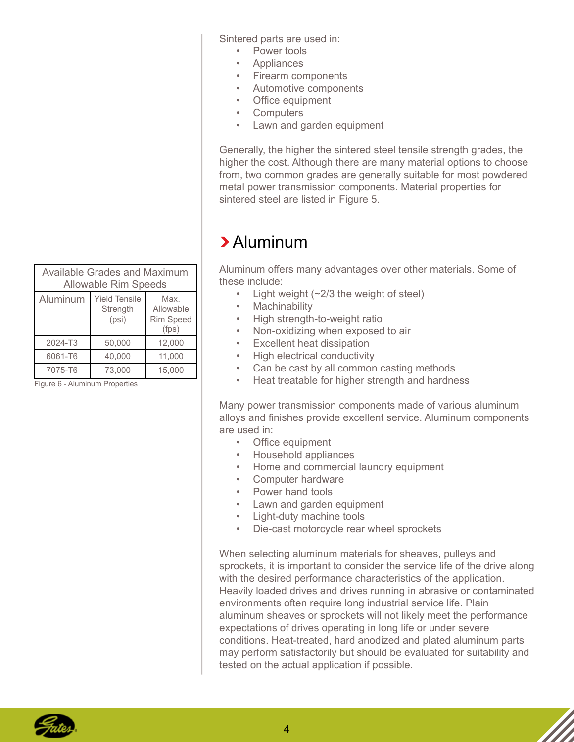Sintered parts are used in:

- Power tools
- Appliances
- Firearm components
- Automotive components
- Office equipment
- Computers
- Lawn and garden equipment

Generally, the higher the sintered steel tensile strength grades, the higher the cost. Although there are many material options to choose from, two common grades are generally suitable for most powdered metal power transmission components. Material properties for sintered steel are listed in Figure 5.

## Aluminum

Aluminum offers many advantages over other materials. Some of these include:

- Light weight (~2/3 the weight of steel)
- Machinability
- High strength-to-weight ratio
- Non-oxidizing when exposed to air
- Excellent heat dissipation
- High electrical conductivity
- Can be cast by all common casting methods
- Heat treatable for higher strength and hardness

Many power transmission components made of various aluminum alloys and finishes provide excellent service. Aluminum components are used in:

- Office equipment
- Household appliances
- Home and commercial laundry equipment
- Computer hardware
- Power hand tools
- Lawn and garden equipment
- Light-duty machine tools
- Die-cast motorcycle rear wheel sprockets

When selecting aluminum materials for sheaves, pulleys and sprockets, it is important to consider the service life of the drive along with the desired performance characteristics of the application. Heavily loaded drives and drives running in abrasive or contaminated environments often require long industrial service life. Plain aluminum sheaves or sprockets will not likely meet the performance expectations of drives operating in long life or under severe conditions. Heat-treated, hard anodized and plated aluminum parts may perform satisfactorily but should be evaluated for suitability and tested on the actual application if possible.

| Available Grades and Maximum Allowable Rim Speeds | | |
|---|---|---|
| Aluminum | Yield Tensile Strength (psi) | Max. Allowable Rim Speed (fps) |
| 2024-T3 | 50,000 | 12,000 |
| 6061-T6 | 40,000 | 11,000 |
| 7075-T6 | 73,000 | 15,000 |

Figure 6 - Aluminum Properties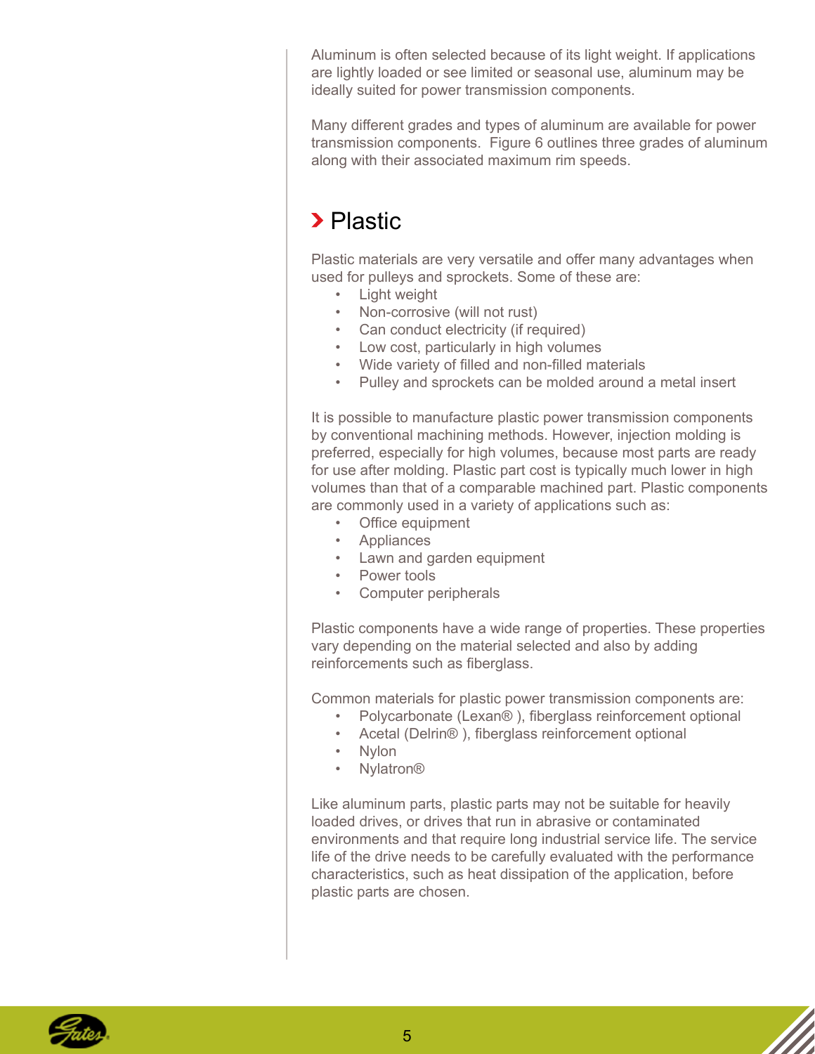Aluminum is often selected because of its light weight. If applications are lightly loaded or see limited or seasonal use, aluminum may be ideally suited for power transmission components.

Many different grades and types of aluminum are available for power transmission components. Figure 6 outlines three grades of aluminum along with their associated maximum rim speeds.

## Plastic

Plastic materials are very versatile and offer many advantages when used for pulleys and sprockets. Some of these are:

- Light weight
- Non-corrosive (will not rust)
- Can conduct electricity (if required)
- Low cost, particularly in high volumes
- Wide variety of filled and non-filled materials
- Pulley and sprockets can be molded around a metal insert

It is possible to manufacture plastic power transmission components by conventional machining methods. However, injection molding is preferred, especially for high volumes, because most parts are ready for use after molding. Plastic part cost is typically much lower in high volumes than that of a comparable machined part. Plastic components are commonly used in a variety of applications such as:

- Office equipment
- Appliances
- Lawn and garden equipment
- Power tools
- Computer peripherals

Plastic components have a wide range of properties. These properties vary depending on the material selected and also by adding reinforcements such as fiberglass.

Common materials for plastic power transmission components are:

- Polycarbonate (Lexan® ), fiberglass reinforcement optional
- Acetal (Delrin® ), fiberglass reinforcement optional
- Nylon
- Nylatron®

Like aluminum parts, plastic parts may not be suitable for heavily loaded drives, or drives that run in abrasive or contaminated environments and that require long industrial service life. The service life of the drive needs to be carefully evaluated with the performance characteristics, such as heat dissipation of the application, before plastic parts are chosen.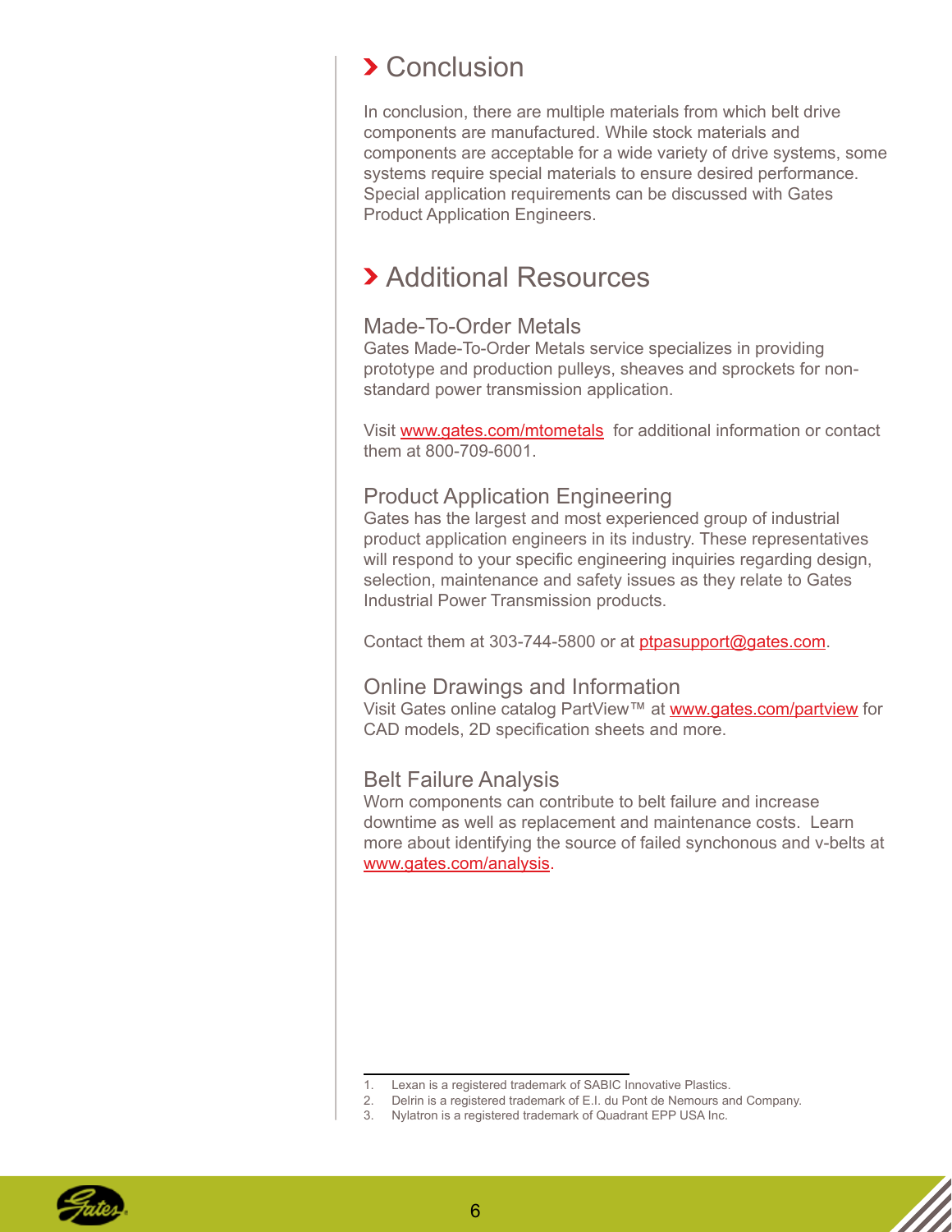## Conclusion

In conclusion, there are multiple materials from which belt drive components are manufactured. While stock materials and components are acceptable for a wide variety of drive systems, some systems require special materials to ensure desired performance. Special application requirements can be discussed with Gates Product Application Engineers.

## Additional Resources

### Made-To-Order Metals

Gates Made-To-Order Metals service specializes in providing prototype and production pulleys, sheaves and sprockets for non-standard power transmission application.

Visit www.gates.com/mtometals for additional information or contact them at 800-709-6001.

### Product Application Engineering

Gates has the largest and most experienced group of industrial product application engineers in its industry. These representatives will respond to your specific engineering inquiries regarding design, selection, maintenance and safety issues as they relate to Gates Industrial Power Transmission products.

Contact them at 303-744-5800 or at ptpasupport@gates.com.

### Online Drawings and Information

Visit Gates online catalog PartView™ at www.gates.com/partview for CAD models, 2D specification sheets and more.

### Belt Failure Analysis

Worn components can contribute to belt failure and increase downtime as well as replacement and maintenance costs. Learn more about identifying the source of failed synchonous and v-belts at www.gates.com/analysis.

1. Lexan is a registered trademark of SABIC Innovative Plastics.
2. Delrin is a registered trademark of E.I. du Pont de Nemours and Company.
3. Nylatron is a registered trademark of Quadrant EPP USA Inc.